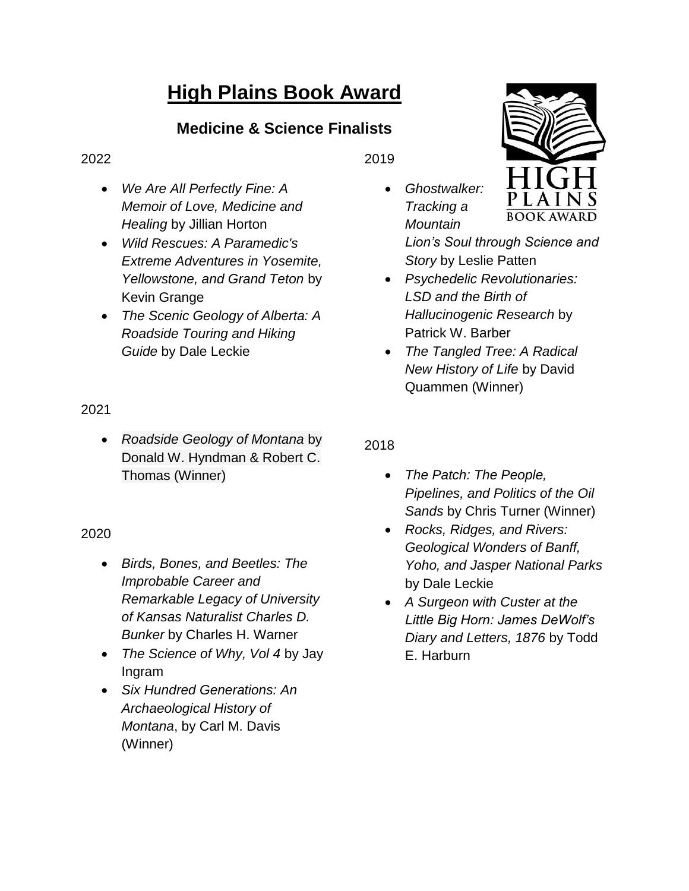# High Plains Book Award

## Medicine & Science Finalists

2022

- *We Are All Perfectly Fine: A Memoir of Love, Medicine and Healing* by Jillian Horton
- *Wild Rescues: A Paramedic's Extreme Adventures in Yosemite, Yellowstone, and Grand Teton* by Kevin Grange
- *The Scenic Geology of Alberta: A Roadside Touring and Hiking Guide* by Dale Leckie

2021

- *Roadside Geology of Montana* by Donald W. Hyndman & Robert C. Thomas (Winner)

2020

- *Birds, Bones, and Beetles: The Improbable Career and Remarkable Legacy of University of Kansas Naturalist Charles D. Bunker* by Charles H. Warner
- *The Science of Why, Vol 4* by Jay Ingram
- *Six Hundred Generations: An Archaeological History of Montana*, by Carl M. Davis (Winner)

2019

- *Ghostwalker: Tracking a Mountain Lion's Soul through Science and Story* by Leslie Patten
- *Psychedelic Revolutionaries: LSD and the Birth of Hallucinogenic Research* by Patrick W. Barber
- *The Tangled Tree: A Radical New History of Life* by David Quammen (Winner)

2018

- *The Patch: The People, Pipelines, and Politics of the Oil Sands* by Chris Turner (Winner)
- *Rocks, Ridges, and Rivers: Geological Wonders of Banff, Yoho, and Jasper National Parks* by Dale Leckie
- *A Surgeon with Custer at the Little Big Horn: James DeWolf's Diary and Letters, 1876* by Todd E. Harburn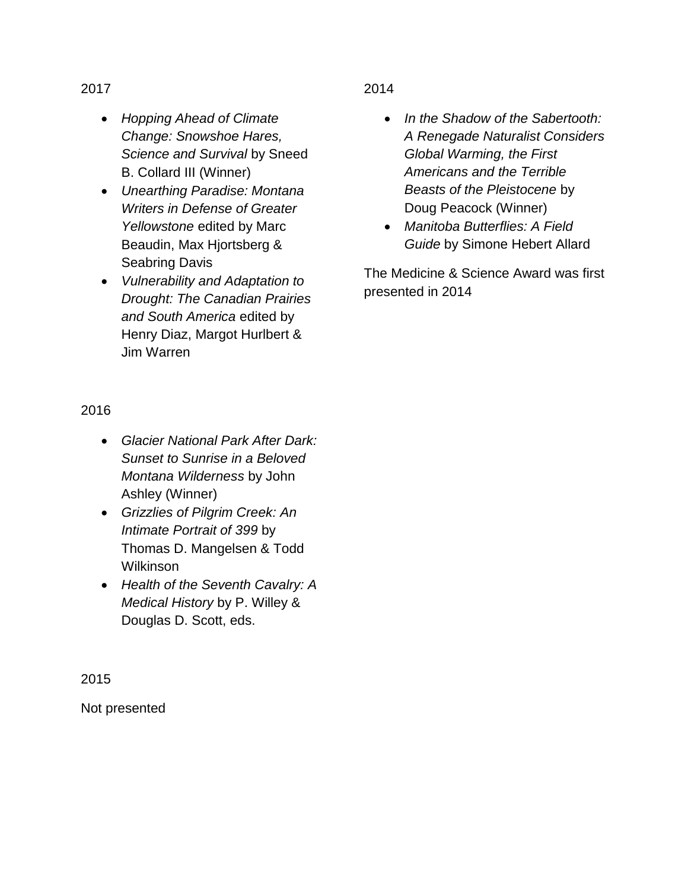2017

- *Hopping Ahead of Climate Change: Snowshoe Hares, Science and Survival* by Sneed B. Collard III (Winner)
- *Unearthing Paradise: Montana Writers in Defense of Greater Yellowstone* edited by Marc Beaudin, Max Hjortsberg & Seabring Davis
- *Vulnerability and Adaptation to Drought: The Canadian Prairies and South America* edited by Henry Diaz, Margot Hurlbert & Jim Warren

2016

- *Glacier National Park After Dark: Sunset to Sunrise in a Beloved Montana Wilderness* by John Ashley (Winner)
- *Grizzlies of Pilgrim Creek: An Intimate Portrait of 399* by Thomas D. Mangelsen & Todd Wilkinson
- *Health of the Seventh Cavalry: A Medical History* by P. Willey & Douglas D. Scott, eds.

2015

Not presented

2014

- *In the Shadow of the Sabertooth: A Renegade Naturalist Considers Global Warming, the First Americans and the Terrible Beasts of the Pleistocene* by Doug Peacock (Winner)
- *Manitoba Butterflies: A Field Guide* by Simone Hebert Allard

The Medicine & Science Award was first presented in 2014